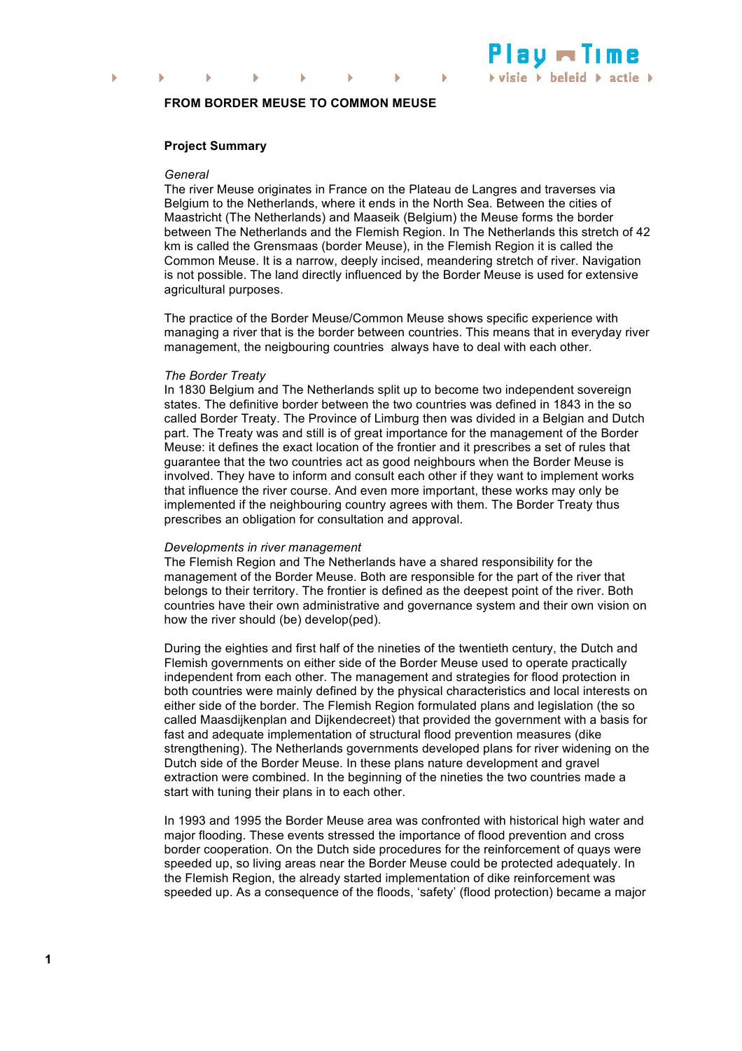# FROM BORDER MEUSE TO COMMON MEUSE

## Project Summary

*General*

The river Meuse originates in France on the Plateau de Langres and traverses via Belgium to the Netherlands, where it ends in the North Sea. Between the cities of Maastricht (The Netherlands) and Maaseik (Belgium) the Meuse forms the border between The Netherlands and the Flemish Region. In The Netherlands this stretch of 42 km is called the Grensmaas (border Meuse), in the Flemish Region it is called the Common Meuse. It is a narrow, deeply incised, meandering stretch of river. Navigation is not possible. The land directly influenced by the Border Meuse is used for extensive agricultural purposes.

The practice of the Border Meuse/Common Meuse shows specific experience with managing a river that is the border between countries. This means that in everyday river management, the neigbouring countries always have to deal with each other.

*The Border Treaty*

In 1830 Belgium and The Netherlands split up to become two independent sovereign states. The definitive border between the two countries was defined in 1843 in the so called Border Treaty. The Province of Limburg then was divided in a Belgian and Dutch part. The Treaty was and still is of great importance for the management of the Border Meuse: it defines the exact location of the frontier and it prescribes a set of rules that guarantee that the two countries act as good neighbours when the Border Meuse is involved. They have to inform and consult each other if they want to implement works that influence the river course. And even more important, these works may only be implemented if the neighbouring country agrees with them. The Border Treaty thus prescribes an obligation for consultation and approval.

*Developments in river management*

The Flemish Region and The Netherlands have a shared responsibility for the management of the Border Meuse. Both are responsible for the part of the river that belongs to their territory. The frontier is defined as the deepest point of the river. Both countries have their own administrative and governance system and their own vision on how the river should (be) develop(ped).

During the eighties and first half of the nineties of the twentieth century, the Dutch and Flemish governments on either side of the Border Meuse used to operate practically independent from each other. The management and strategies for flood protection in both countries were mainly defined by the physical characteristics and local interests on either side of the border. The Flemish Region formulated plans and legislation (the so called Maasdijkenplan and Dijkendecreet) that provided the government with a basis for fast and adequate implementation of structural flood prevention measures (dike strengthening). The Netherlands governments developed plans for river widening on the Dutch side of the Border Meuse. In these plans nature development and gravel extraction were combined. In the beginning of the nineties the two countries made a start with tuning their plans in to each other.

In 1993 and 1995 the Border Meuse area was confronted with historical high water and major flooding. These events stressed the importance of flood prevention and cross border cooperation. On the Dutch side procedures for the reinforcement of quays were speeded up, so living areas near the Border Meuse could be protected adequately. In the Flemish Region, the already started implementation of dike reinforcement was speeded up. As a consequence of the floods, 'safety' (flood protection) became a major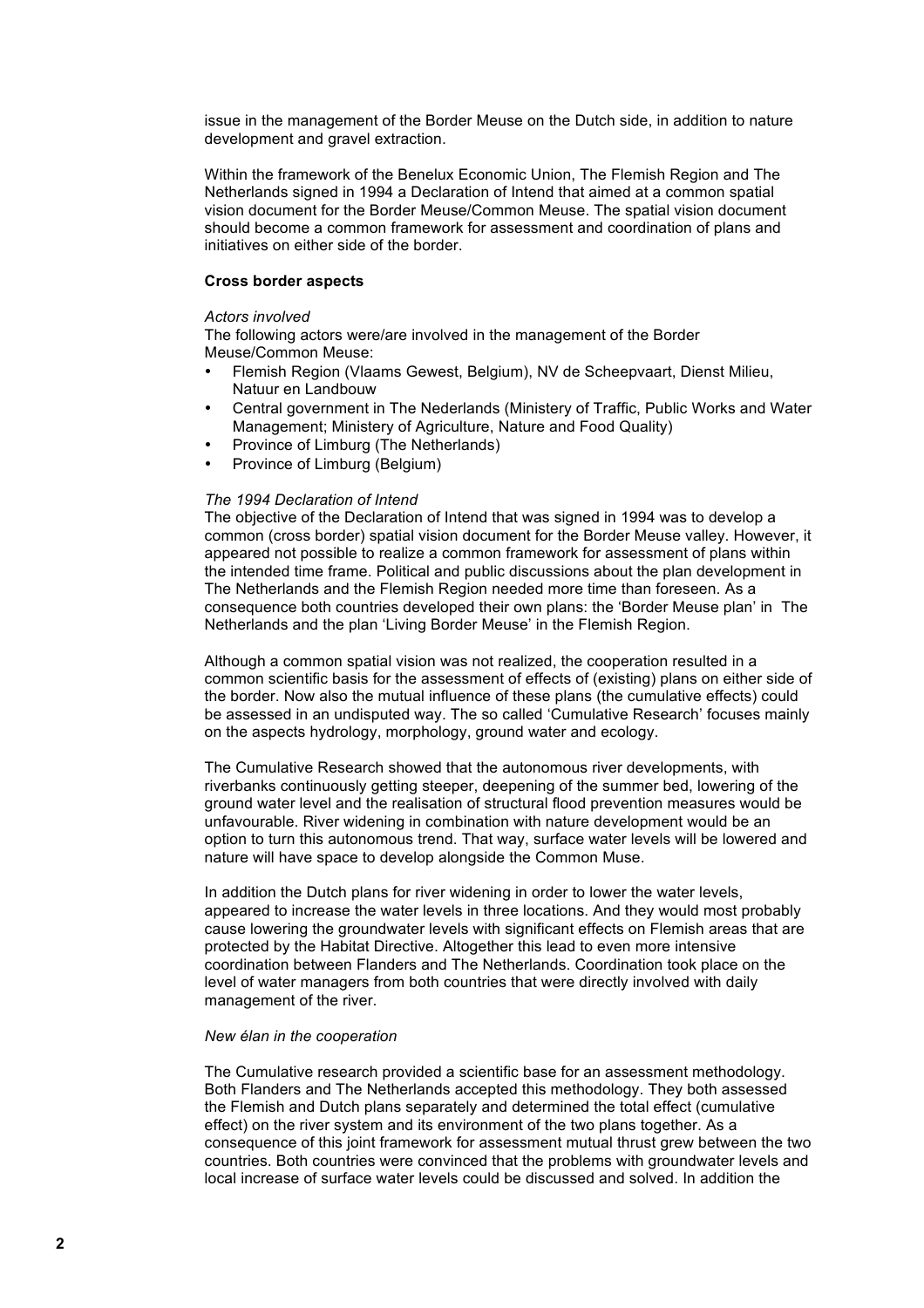issue in the management of the Border Meuse on the Dutch side, in addition to nature development and gravel extraction.

Within the framework of the Benelux Economic Union, The Flemish Region and The Netherlands signed in 1994 a Declaration of Intend that aimed at a common spatial vision document for the Border Meuse/Common Meuse. The spatial vision document should become a common framework for assessment and coordination of plans and initiatives on either side of the border.

**Cross border aspects**

*Actors involved*

The following actors were/are involved in the management of the Border Meuse/Common Meuse:

- Flemish Region (Vlaams Gewest, Belgium), NV de Scheepvaart, Dienst Milieu, Natuur en Landbouw
- Central government in The Nederlands (Ministery of Traffic, Public Works and Water Management; Ministery of Agriculture, Nature and Food Quality)
- Province of Limburg (The Netherlands)
- Province of Limburg (Belgium)

*The 1994 Declaration of Intend*

The objective of the Declaration of Intend that was signed in 1994 was to develop a common (cross border) spatial vision document for the Border Meuse valley. However, it appeared not possible to realize a common framework for assessment of plans within the intended time frame. Political and public discussions about the plan development in The Netherlands and the Flemish Region needed more time than foreseen. As a consequence both countries developed their own plans: the 'Border Meuse plan' in The Netherlands and the plan 'Living Border Meuse' in the Flemish Region.

Although a common spatial vision was not realized, the cooperation resulted in a common scientific basis for the assessment of effects of (existing) plans on either side of the border. Now also the mutual influence of these plans (the cumulative effects) could be assessed in an undisputed way. The so called 'Cumulative Research' focuses mainly on the aspects hydrology, morphology, ground water and ecology.

The Cumulative Research showed that the autonomous river developments, with riverbanks continuously getting steeper, deepening of the summer bed, lowering of the ground water level and the realisation of structural flood prevention measures would be unfavourable. River widening in combination with nature development would be an option to turn this autonomous trend. That way, surface water levels will be lowered and nature will have space to develop alongside the Common Muse.

In addition the Dutch plans for river widening in order to lower the water levels, appeared to increase the water levels in three locations. And they would most probably cause lowering the groundwater levels with significant effects on Flemish areas that are protected by the Habitat Directive. Altogether this lead to even more intensive coordination between Flanders and The Netherlands. Coordination took place on the level of water managers from both countries that were directly involved with daily management of the river.

*New élan in the cooperation*

The Cumulative research provided a scientific base for an assessment methodology. Both Flanders and The Netherlands accepted this methodology. They both assessed the Flemish and Dutch plans separately and determined the total effect (cumulative effect) on the river system and its environment of the two plans together. As a consequence of this joint framework for assessment mutual thrust grew between the two countries. Both countries were convinced that the problems with groundwater levels and local increase of surface water levels could be discussed and solved. In addition the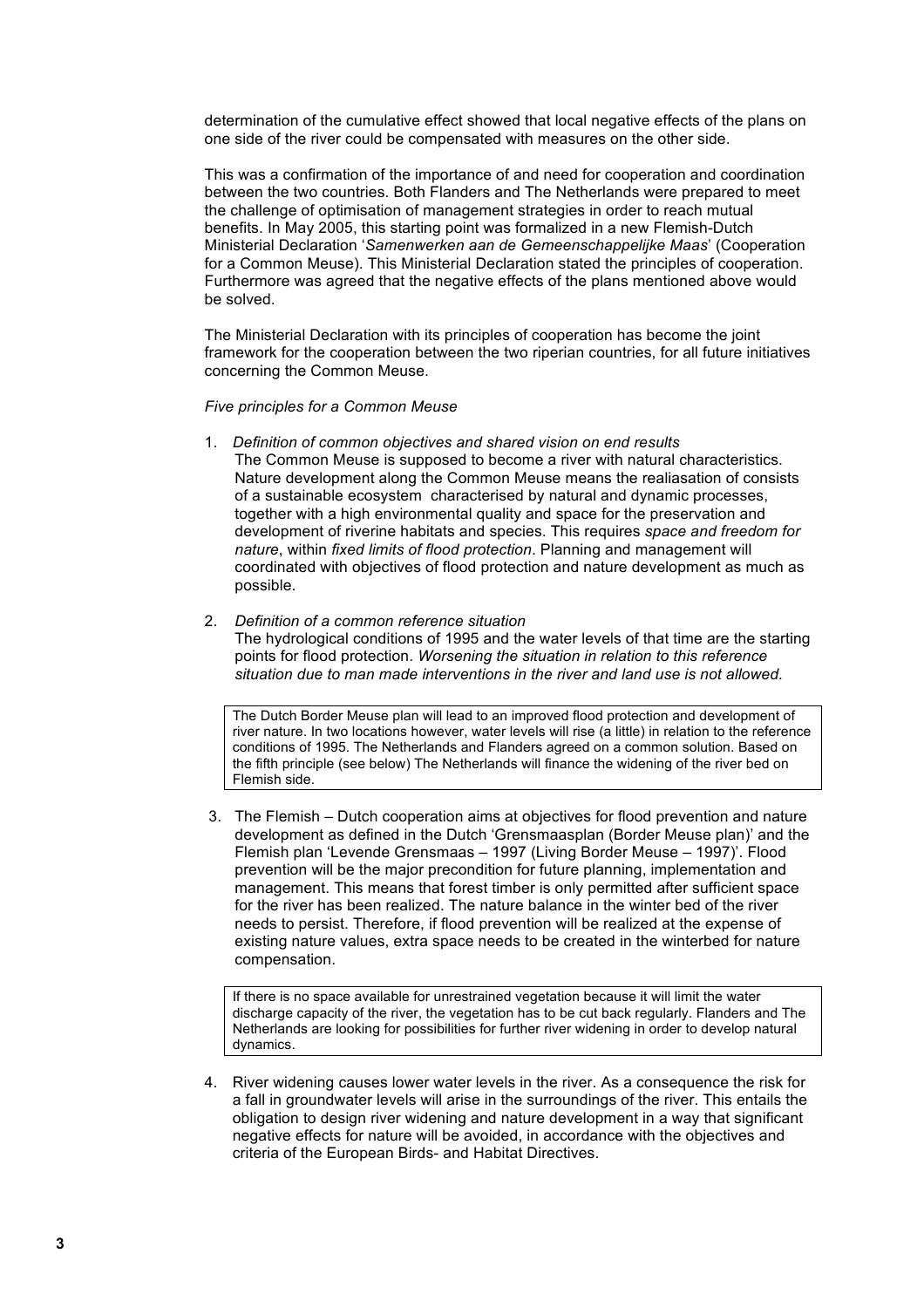determination of the cumulative effect showed that local negative effects of the plans on one side of the river could be compensated with measures on the other side.

This was a confirmation of the importance of and need for cooperation and coordination between the two countries. Both Flanders and The Netherlands were prepared to meet the challenge of optimisation of management strategies in order to reach mutual benefits. In May 2005, this starting point was formalized in a new Flemish-Dutch Ministerial Declaration '*Samenwerken aan de Gemeenschappelijke Maas*' (Cooperation for a Common Meuse). This Ministerial Declaration stated the principles of cooperation. Furthermore was agreed that the negative effects of the plans mentioned above would be solved.

The Ministerial Declaration with its principles of cooperation has become the joint framework for the cooperation between the two riperian countries, for all future initiatives concerning the Common Meuse.

*Five principles for a Common Meuse*

1. *Definition of common objectives and shared vision on end results*
   The Common Meuse is supposed to become a river with natural characteristics. Nature development along the Common Meuse means the realiasation of consists of a sustainable ecosystem characterised by natural and dynamic processes, together with a high environmental quality and space for the preservation and development of riverine habitats and species. This requires *space and freedom for nature*, within *fixed limits of flood protection*. Planning and management will coordinated with objectives of flood protection and nature development as much as possible.

2. *Definition of a common reference situation*
   The hydrological conditions of 1995 and the water levels of that time are the starting points for flood protection. *Worsening the situation in relation to this reference situation due to man made interventions in the river and land use is not allowed.*

> The Dutch Border Meuse plan will lead to an improved flood protection and development of river nature. In two locations however, water levels will rise (a little) in relation to the reference conditions of 1995. The Netherlands and Flanders agreed on a common solution. Based on the fifth principle (see below) The Netherlands will finance the widening of the river bed on Flemish side.

3. The Flemish – Dutch cooperation aims at objectives for flood prevention and nature development as defined in the Dutch 'Grensmaasplan (Border Meuse plan)' and the Flemish plan 'Levende Grensmaas – 1997 (Living Border Meuse – 1997)'. Flood prevention will be the major precondition for future planning, implementation and management. This means that forest timber is only permitted after sufficient space for the river has been realized. The nature balance in the winter bed of the river needs to persist. Therefore, if flood prevention will be realized at the expense of existing nature values, extra space needs to be created in the winterbed for nature compensation.

> If there is no space available for unrestrained vegetation because it will limit the water discharge capacity of the river, the vegetation has to be cut back regularly. Flanders and The Netherlands are looking for possibilities for further river widening in order to develop natural dynamics.

4. River widening causes lower water levels in the river. As a consequence the risk for a fall in groundwater levels will arise in the surroundings of the river. This entails the obligation to design river widening and nature development in a way that significant negative effects for nature will be avoided, in accordance with the objectives and criteria of the European Birds- and Habitat Directives.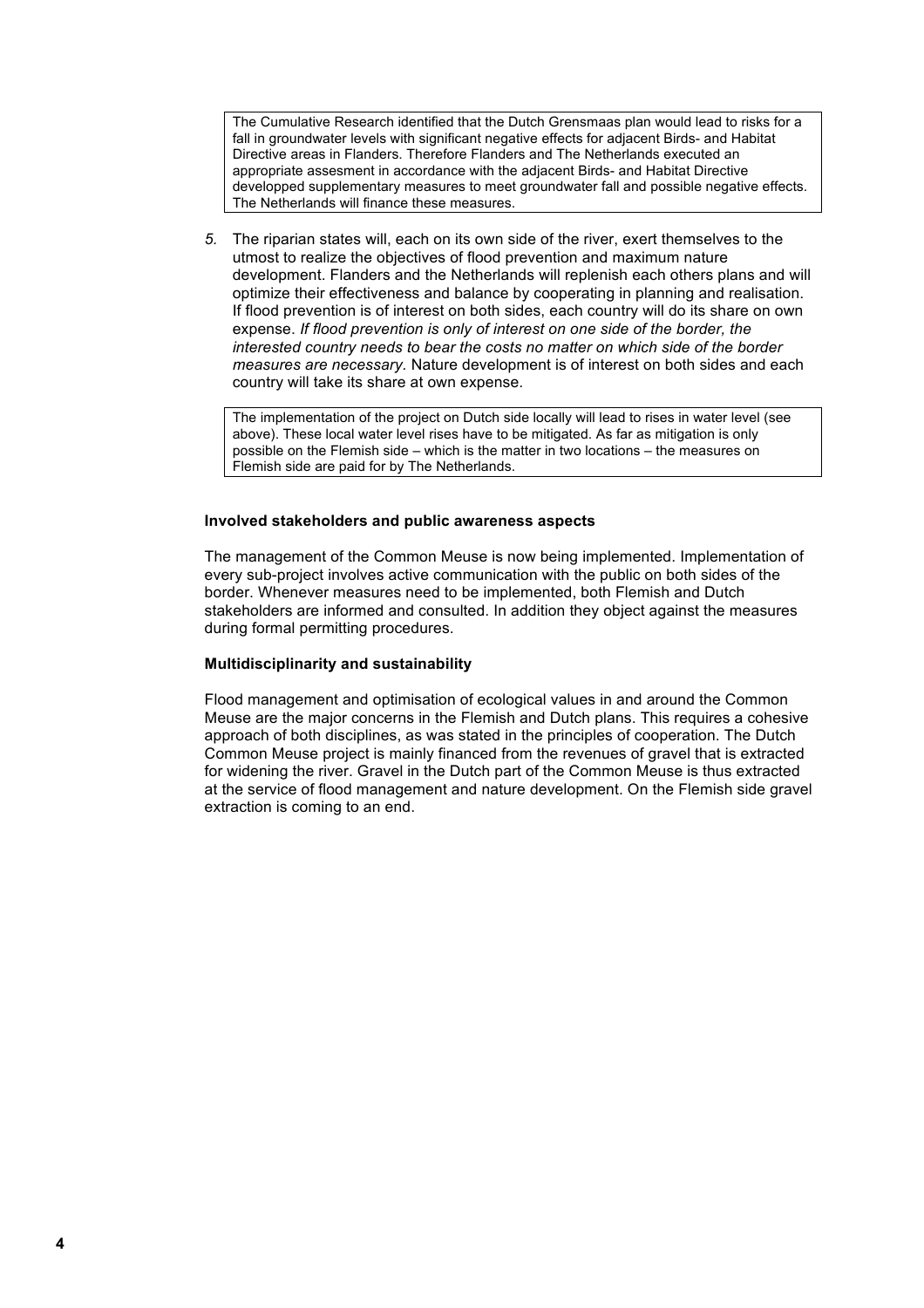> The Cumulative Research identified that the Dutch Grensmaas plan would lead to risks for a fall in groundwater levels with significant negative effects for adjacent Birds- and Habitat Directive areas in Flanders. Therefore Flanders and The Netherlands executed an appropriate assesment in accordance with the adjacent Birds- and Habitat Directive developped supplementary measures to meet groundwater fall and possible negative effects. The Netherlands will finance these measures.

*5.* The riparian states will, each on its own side of the river, exert themselves to the utmost to realize the objectives of flood prevention and maximum nature development. Flanders and the Netherlands will replenish each others plans and will optimize their effectiveness and balance by cooperating in planning and realisation. If flood prevention is of interest on both sides, each country will do its share on own expense. *If flood prevention is only of interest on one side of the border, the interested country needs to bear the costs no matter on which side of the border measures are necessary.* Nature development is of interest on both sides and each country will take its share at own expense.

> The implementation of the project on Dutch side locally will lead to rises in water level (see above). These local water level rises have to be mitigated. As far as mitigation is only possible on the Flemish side – which is the matter in two locations – the measures on Flemish side are paid for by The Netherlands.

**Involved stakeholders and public awareness aspects**

The management of the Common Meuse is now being implemented. Implementation of every sub-project involves active communication with the public on both sides of the border. Whenever measures need to be implemented, both Flemish and Dutch stakeholders are informed and consulted. In addition they object against the measures during formal permitting procedures.

**Multidisciplinarity and sustainability**

Flood management and optimisation of ecological values in and around the Common Meuse are the major concerns in the Flemish and Dutch plans. This requires a cohesive approach of both disciplines, as was stated in the principles of cooperation. The Dutch Common Meuse project is mainly financed from the revenues of gravel that is extracted for widening the river. Gravel in the Dutch part of the Common Meuse is thus extracted at the service of flood management and nature development. On the Flemish side gravel extraction is coming to an end.